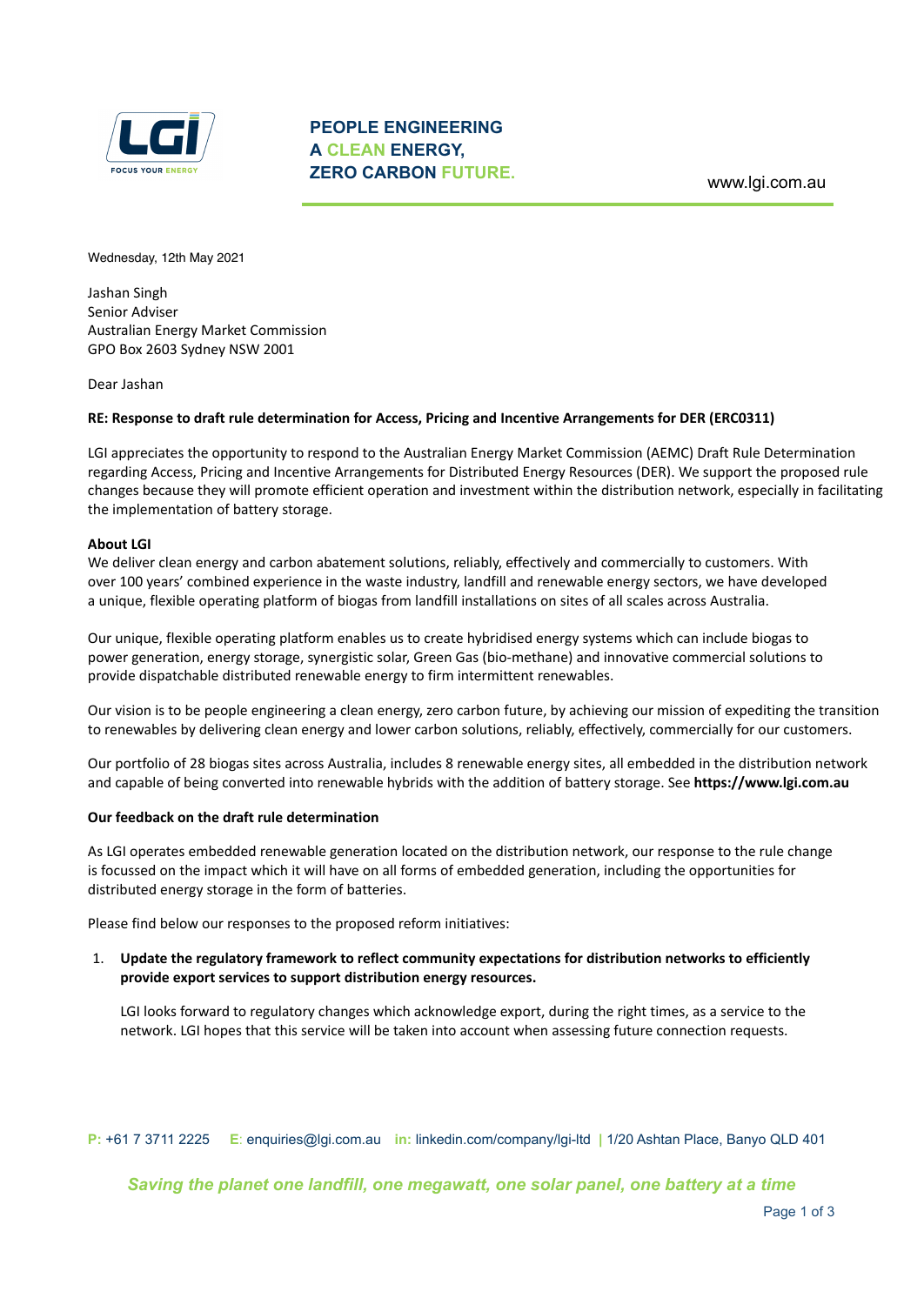PEOPLE ENGINEERING
A CLEAN ENERGY,
ZERO CARBON FUTURE.

www.lgi.com.au

Wednesday, 12th May 2021

Jashan Singh
Senior Adviser
Australian Energy Market Commission
GPO Box 2603 Sydney NSW 2001

Dear Jashan

**RE: Response to draft rule determination for Access, Pricing and Incentive Arrangements for DER (ERC0311)**

LGI appreciates the opportunity to respond to the Australian Energy Market Commission (AEMC) Draft Rule Determination regarding Access, Pricing and Incentive Arrangements for Distributed Energy Resources (DER). We support the proposed rule changes because they will promote efficient operation and investment within the distribution network, especially in facilitating the implementation of battery storage.

**About LGI**

We deliver clean energy and carbon abatement solutions, reliably, effectively and commercially to customers. With over 100 years' combined experience in the waste industry, landfill and renewable energy sectors, we have developed a unique, flexible operating platform of biogas from landfill installations on sites of all scales across Australia.

Our unique, flexible operating platform enables us to create hybridised energy systems which can include biogas to power generation, energy storage, synergistic solar, Green Gas (bio-methane) and innovative commercial solutions to provide dispatchable distributed renewable energy to firm intermittent renewables.

Our vision is to be people engineering a clean energy, zero carbon future, by achieving our mission of expediting the transition to renewables by delivering clean energy and lower carbon solutions, reliably, effectively, commercially for our customers.

Our portfolio of 28 biogas sites across Australia, includes 8 renewable energy sites, all embedded in the distribution network and capable of being converted into renewable hybrids with the addition of battery storage. See **https://www.lgi.com.au**

**Our feedback on the draft rule determination**

As LGI operates embedded renewable generation located on the distribution network, our response to the rule change is focussed on the impact which it will have on all forms of embedded generation, including the opportunities for distributed energy storage in the form of batteries.

Please find below our responses to the proposed reform initiatives:

1. **Update the regulatory framework to reflect community expectations for distribution networks to efficiently provide export services to support distribution energy resources.**

   LGI looks forward to regulatory changes which acknowledge export, during the right times, as a service to the network. LGI hopes that this service will be taken into account when assessing future connection requests.

P: +61 7 3711 2225 E: enquiries@lgi.com.au in: linkedin.com/company/lgi-ltd | 1/20 Ashtan Place, Banyo QLD 401

*Saving the planet one landfill, one megawatt, one solar panel, one battery at a time*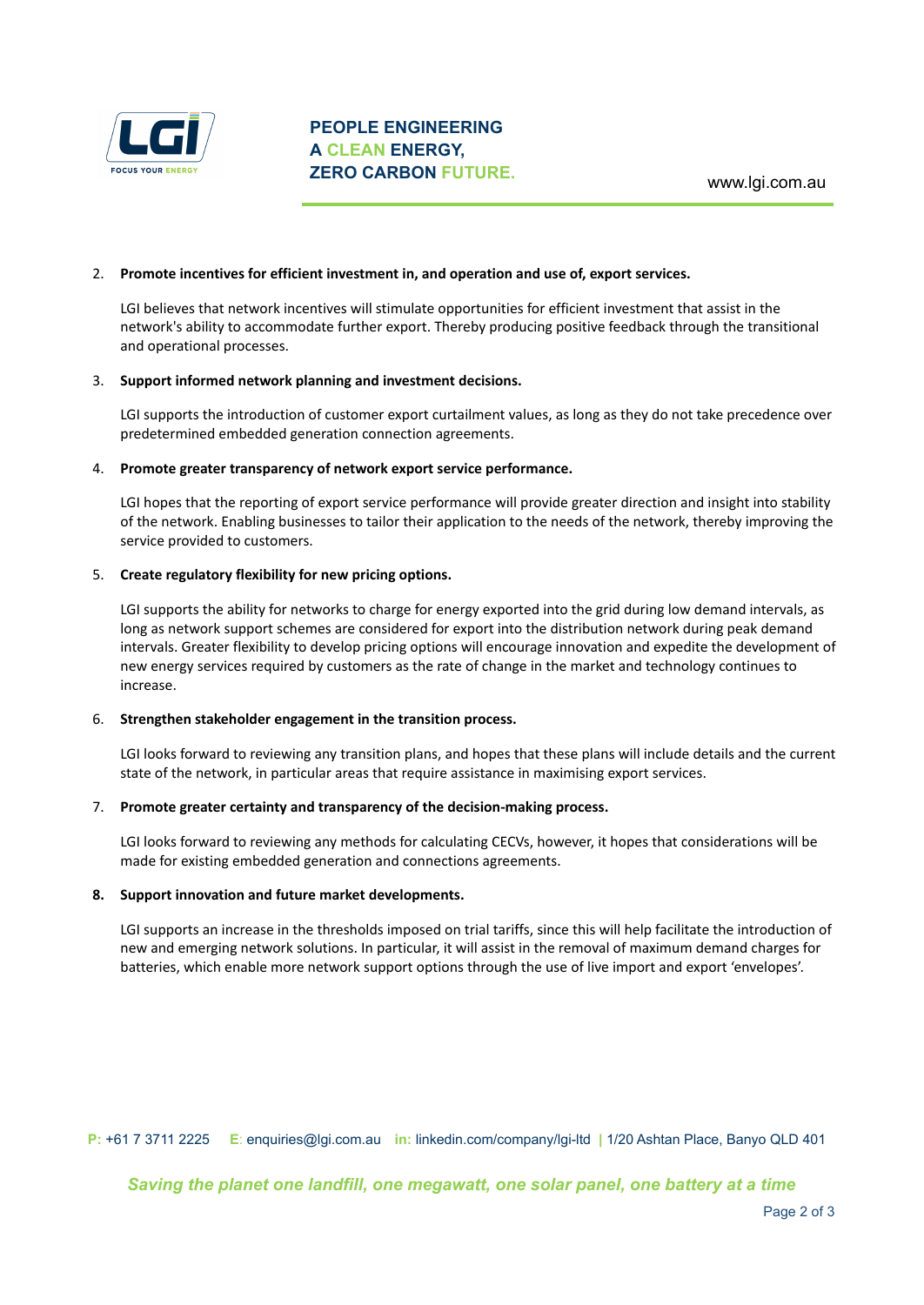2. **Promote incentives for efficient investment in, and operation and use of, export services.**

   LGI believes that network incentives will stimulate opportunities for efficient investment that assist in the network's ability to accommodate further export. Thereby producing positive feedback through the transitional and operational processes.

3. **Support informed network planning and investment decisions.**

   LGI supports the introduction of customer export curtailment values, as long as they do not take precedence over predetermined embedded generation connection agreements.

4. **Promote greater transparency of network export service performance.**

   LGI hopes that the reporting of export service performance will provide greater direction and insight into stability of the network. Enabling businesses to tailor their application to the needs of the network, thereby improving the service provided to customers.

5. **Create regulatory flexibility for new pricing options.**

   LGI supports the ability for networks to charge for energy exported into the grid during low demand intervals, as long as network support schemes are considered for export into the distribution network during peak demand intervals. Greater flexibility to develop pricing options will encourage innovation and expedite the development of new energy services required by customers as the rate of change in the market and technology continues to increase.

6. **Strengthen stakeholder engagement in the transition process.**

   LGI looks forward to reviewing any transition plans, and hopes that these plans will include details and the current state of the network, in particular areas that require assistance in maximising export services.

7. **Promote greater certainty and transparency of the decision-making process.**

   LGI looks forward to reviewing any methods for calculating CECVs, however, it hopes that considerations will be made for existing embedded generation and connections agreements.

8. **Support innovation and future market developments.**

   LGI supports an increase in the thresholds imposed on trial tariffs, since this will help facilitate the introduction of new and emerging network solutions. In particular, it will assist in the removal of maximum demand charges for batteries, which enable more network support options through the use of live import and export 'envelopes'.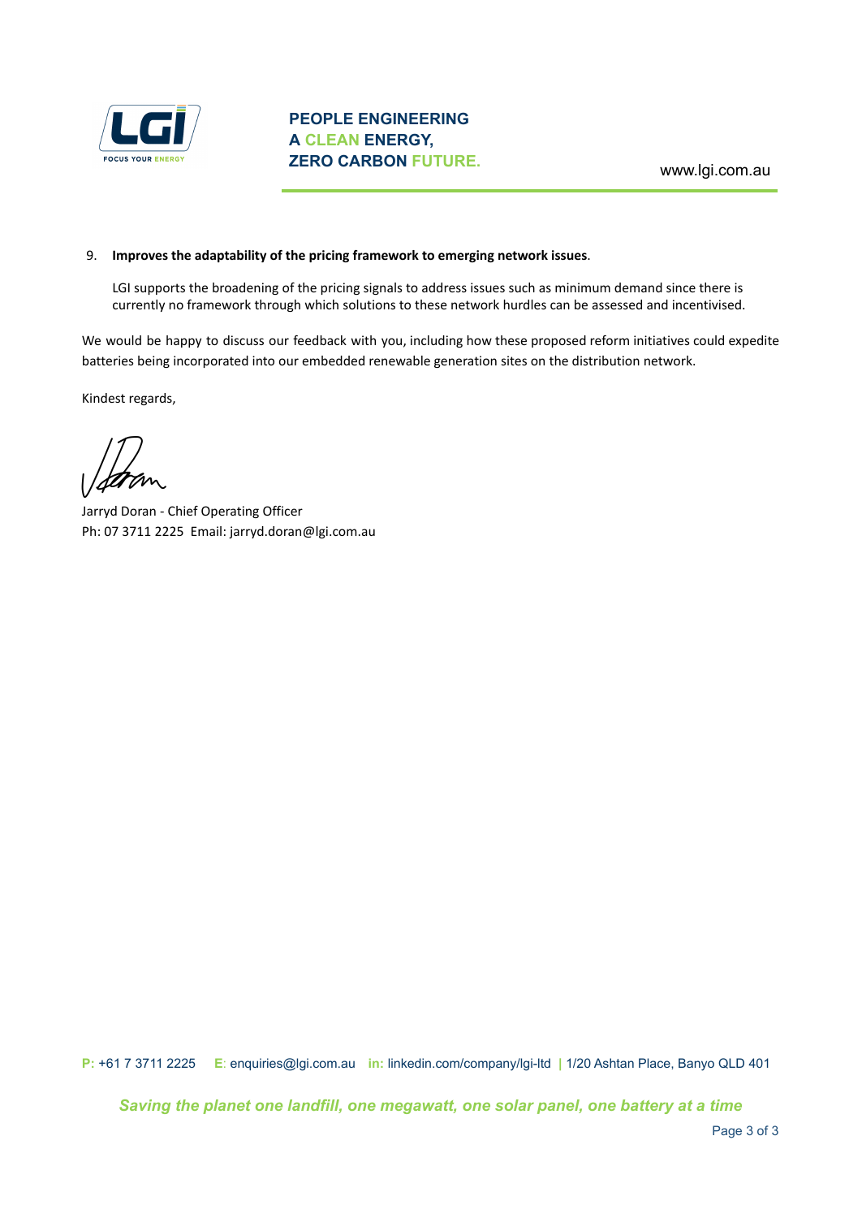9. **Improves the adaptability of the pricing framework to emerging network issues**.

   LGI supports the broadening of the pricing signals to address issues such as minimum demand since there is currently no framework through which solutions to these network hurdles can be assessed and incentivised.

We would be happy to discuss our feedback with you, including how these proposed reform initiatives could expedite batteries being incorporated into our embedded renewable generation sites on the distribution network.

Kindest regards,

Jarryd Doran - Chief Operating Officer
Ph: 07 3711 2225 Email: jarryd.doran@lgi.com.au